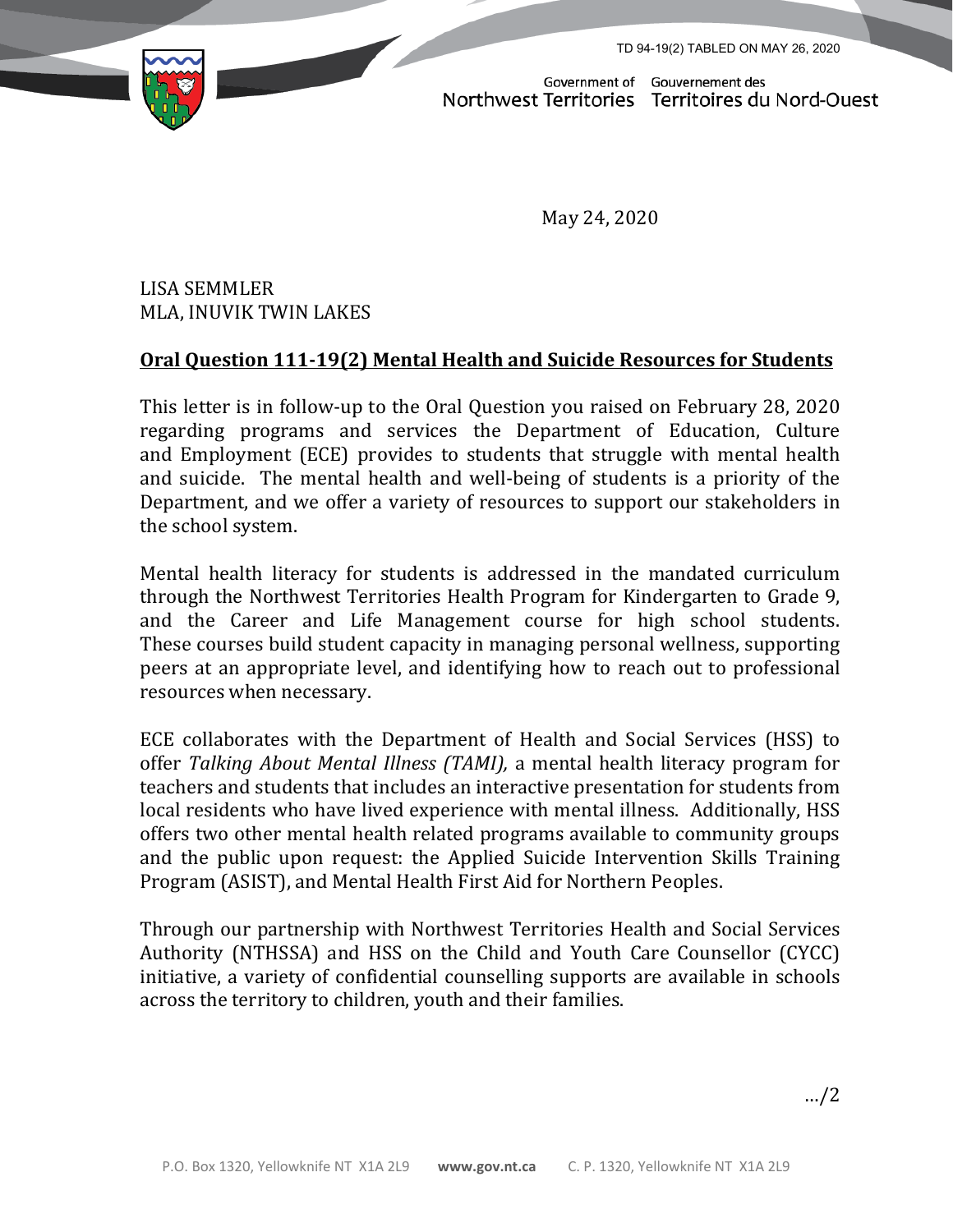TD 94-19(2) TABLED ON MAY 26, 2020

Government of Northwest Territories Gouvernement des Territoires du Nord-Ouest

May 24, 2020

LISA SEMMLER
MLA, INUVIK TWIN LAKES

**Oral Question 111-19(2) Mental Health and Suicide Resources for Students**

This letter is in follow-up to the Oral Question you raised on February 28, 2020 regarding programs and services the Department of Education, Culture and Employment (ECE) provides to students that struggle with mental health and suicide. The mental health and well-being of students is a priority of the Department, and we offer a variety of resources to support our stakeholders in the school system.

Mental health literacy for students is addressed in the mandated curriculum through the Northwest Territories Health Program for Kindergarten to Grade 9, and the Career and Life Management course for high school students. These courses build student capacity in managing personal wellness, supporting peers at an appropriate level, and identifying how to reach out to professional resources when necessary.

ECE collaborates with the Department of Health and Social Services (HSS) to offer *Talking About Mental Illness (TAMI),* a mental health literacy program for teachers and students that includes an interactive presentation for students from local residents who have lived experience with mental illness. Additionally, HSS offers two other mental health related programs available to community groups and the public upon request: the Applied Suicide Intervention Skills Training Program (ASIST), and Mental Health First Aid for Northern Peoples.

Through our partnership with Northwest Territories Health and Social Services Authority (NTHSSA) and HSS on the Child and Youth Care Counsellor (CYCC) initiative, a variety of confidential counselling supports are available in schools across the territory to children, youth and their families.

…/2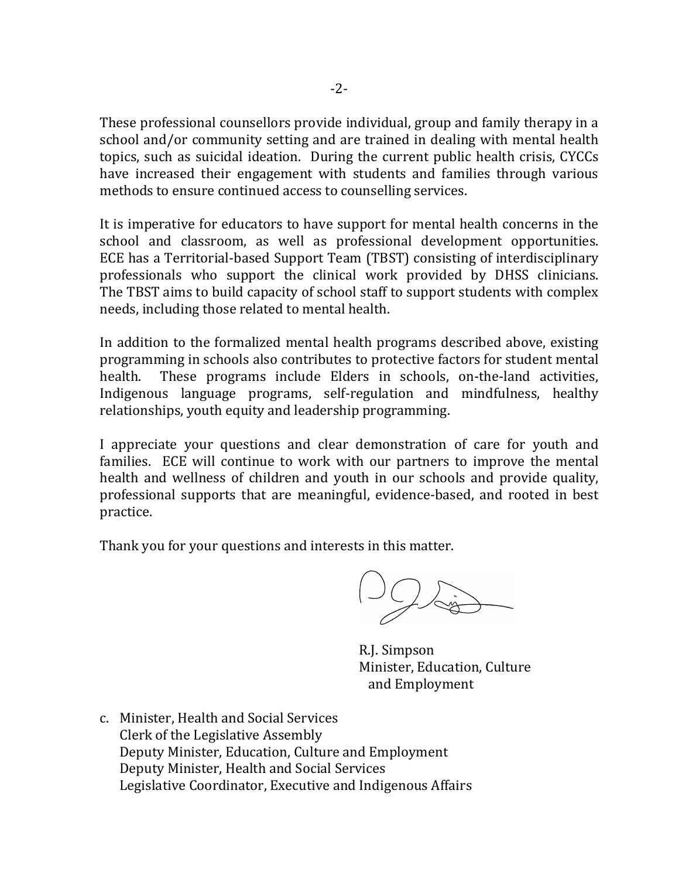These professional counsellors provide individual, group and family therapy in a school and/or community setting and are trained in dealing with mental health topics, such as suicidal ideation. During the current public health crisis, CYCCs have increased their engagement with students and families through various methods to ensure continued access to counselling services.

It is imperative for educators to have support for mental health concerns in the school and classroom, as well as professional development opportunities. ECE has a Territorial-based Support Team (TBST) consisting of interdisciplinary professionals who support the clinical work provided by DHSS clinicians. The TBST aims to build capacity of school staff to support students with complex needs, including those related to mental health.

In addition to the formalized mental health programs described above, existing programming in schools also contributes to protective factors for student mental health. These programs include Elders in schools, on-the-land activities, Indigenous language programs, self-regulation and mindfulness, healthy relationships, youth equity and leadership programming.

I appreciate your questions and clear demonstration of care for youth and families. ECE will continue to work with our partners to improve the mental health and wellness of children and youth in our schools and provide quality, professional supports that are meaningful, evidence-based, and rooted in best practice.

Thank you for your questions and interests in this matter.

R.J. Simpson
Minister, Education, Culture and Employment

c. Minister, Health and Social Services
Clerk of the Legislative Assembly
Deputy Minister, Education, Culture and Employment
Deputy Minister, Health and Social Services
Legislative Coordinator, Executive and Indigenous Affairs